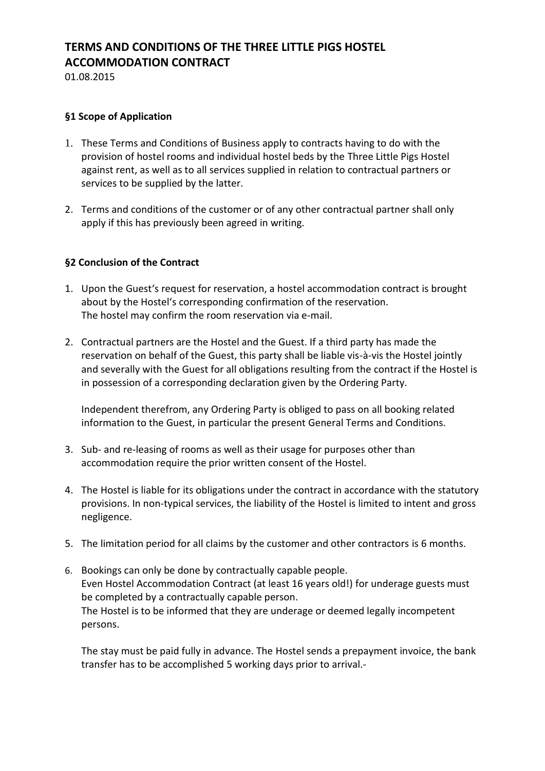# TERMS AND CONDITIONS OF THE THREE LITTLE PIGS HOSTEL ACCOMMODATION CONTRACT

01.08.2015

### §1 Scope of Application

1. These Terms and Conditions of Business apply to contracts having to do with the provision of hostel rooms and individual hostel beds by the Three Little Pigs Hostel against rent, as well as to all services supplied in relation to contractual partners or services to be supplied by the latter.

2. Terms and conditions of the customer or of any other contractual partner shall only apply if this has previously been agreed in writing.

### §2 Conclusion of the Contract

1. Upon the Guest's request for reservation, a hostel accommodation contract is brought about by the Hostel's corresponding confirmation of the reservation.
   The hostel may confirm the room reservation via e-mail.

2. Contractual partners are the Hostel and the Guest. If a third party has made the reservation on behalf of the Guest, this party shall be liable vis-à-vis the Hostel jointly and severally with the Guest for all obligations resulting from the contract if the Hostel is in possession of a corresponding declaration given by the Ordering Party.

   Independent therefrom, any Ordering Party is obliged to pass on all booking related information to the Guest, in particular the present General Terms and Conditions.

3. Sub- and re-leasing of rooms as well as their usage for purposes other than accommodation require the prior written consent of the Hostel.

4. The Hostel is liable for its obligations under the contract in accordance with the statutory provisions. In non-typical services, the liability of the Hostel is limited to intent and gross negligence.

5. The limitation period for all claims by the customer and other contractors is 6 months.

6. Bookings can only be done by contractually capable people.
   Even Hostel Accommodation Contract (at least 16 years old!) for underage guests must be completed by a contractually capable person.
   The Hostel is to be informed that they are underage or deemed legally incompetent persons.

   The stay must be paid fully in advance. The Hostel sends a prepayment invoice, the bank transfer has to be accomplished 5 working days prior to arrival.-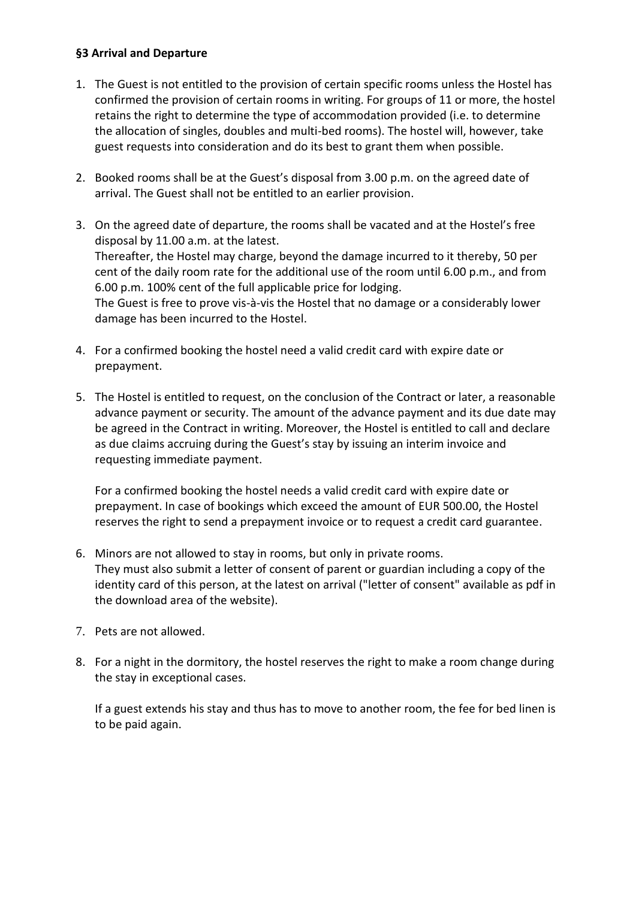**§3 Arrival and Departure**

1. The Guest is not entitled to the provision of certain specific rooms unless the Hostel has confirmed the provision of certain rooms in writing. For groups of 11 or more, the hostel retains the right to determine the type of accommodation provided (i.e. to determine the allocation of singles, doubles and multi-bed rooms). The hostel will, however, take guest requests into consideration and do its best to grant them when possible.

2. Booked rooms shall be at the Guest's disposal from 3.00 p.m. on the agreed date of arrival. The Guest shall not be entitled to an earlier provision.

3. On the agreed date of departure, the rooms shall be vacated and at the Hostel's free disposal by 11.00 a.m. at the latest.
   Thereafter, the Hostel may charge, beyond the damage incurred to it thereby, 50 per cent of the daily room rate for the additional use of the room until 6.00 p.m., and from 6.00 p.m. 100% cent of the full applicable price for lodging.
   The Guest is free to prove vis-à-vis the Hostel that no damage or a considerably lower damage has been incurred to the Hostel.

4. For a confirmed booking the hostel need a valid credit card with expire date or prepayment.

5. The Hostel is entitled to request, on the conclusion of the Contract or later, a reasonable advance payment or security. The amount of the advance payment and its due date may be agreed in the Contract in writing. Moreover, the Hostel is entitled to call and declare as due claims accruing during the Guest's stay by issuing an interim invoice and requesting immediate payment.

   For a confirmed booking the hostel needs a valid credit card with expire date or prepayment. In case of bookings which exceed the amount of EUR 500.00, the Hostel reserves the right to send a prepayment invoice or to request a credit card guarantee.

6. Minors are not allowed to stay in rooms, but only in private rooms.
   They must also submit a letter of consent of parent or guardian including a copy of the identity card of this person, at the latest on arrival ("letter of consent" available as pdf in the download area of the website).

7. Pets are not allowed.

8. For a night in the dormitory, the hostel reserves the right to make a room change during the stay in exceptional cases.

   If a guest extends his stay and thus has to move to another room, the fee for bed linen is to be paid again.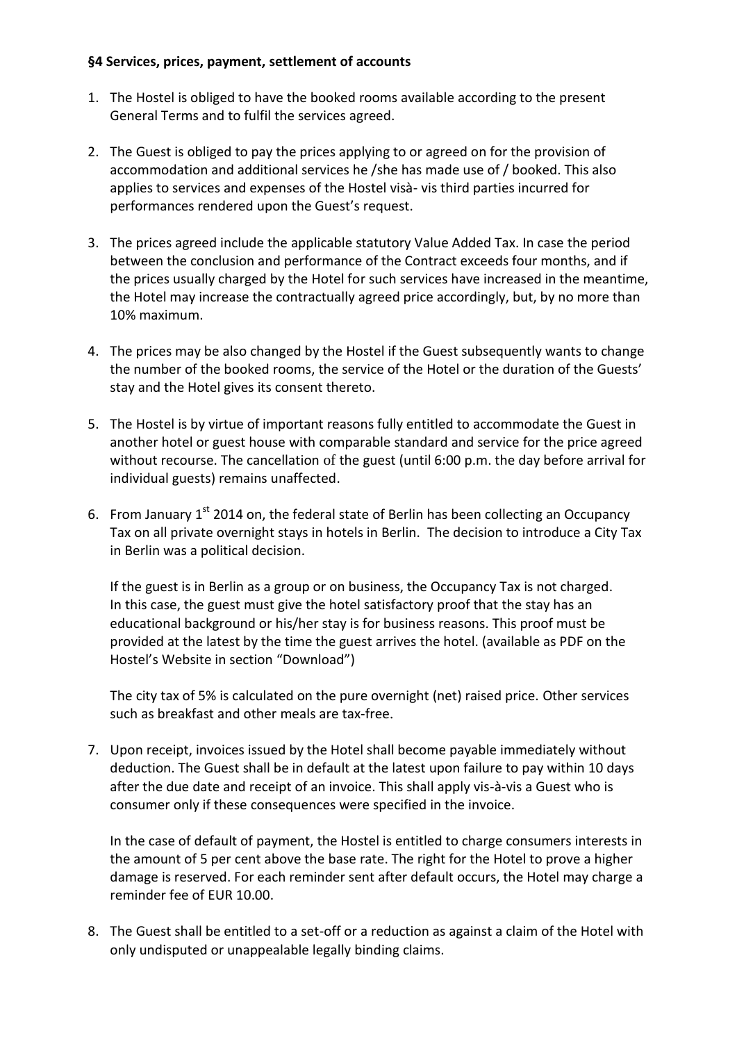**§4 Services, prices, payment, settlement of accounts**

1. The Hostel is obliged to have the booked rooms available according to the present General Terms and to fulfil the services agreed.

2. The Guest is obliged to pay the prices applying to or agreed on for the provision of accommodation and additional services he /she has made use of / booked. This also applies to services and expenses of the Hostel visà- vis third parties incurred for performances rendered upon the Guest's request.

3. The prices agreed include the applicable statutory Value Added Tax. In case the period between the conclusion and performance of the Contract exceeds four months, and if the prices usually charged by the Hotel for such services have increased in the meantime, the Hotel may increase the contractually agreed price accordingly, but, by no more than 10% maximum.

4. The prices may be also changed by the Hostel if the Guest subsequently wants to change the number of the booked rooms, the service of the Hotel or the duration of the Guests' stay and the Hotel gives its consent thereto.

5. The Hostel is by virtue of important reasons fully entitled to accommodate the Guest in another hotel or guest house with comparable standard and service for the price agreed without recourse. The cancellation of the guest (until 6:00 p.m. the day before arrival for individual guests) remains unaffected.

6. From January 1st 2014 on, the federal state of Berlin has been collecting an Occupancy Tax on all private overnight stays in hotels in Berlin. The decision to introduce a City Tax in Berlin was a political decision.

   If the guest is in Berlin as a group or on business, the Occupancy Tax is not charged. In this case, the guest must give the hotel satisfactory proof that the stay has an educational background or his/her stay is for business reasons. This proof must be provided at the latest by the time the guest arrives the hotel. (available as PDF on the Hostel's Website in section "Download")

   The city tax of 5% is calculated on the pure overnight (net) raised price. Other services such as breakfast and other meals are tax-free.

7. Upon receipt, invoices issued by the Hotel shall become payable immediately without deduction. The Guest shall be in default at the latest upon failure to pay within 10 days after the due date and receipt of an invoice. This shall apply vis-à-vis a Guest who is consumer only if these consequences were specified in the invoice.

   In the case of default of payment, the Hostel is entitled to charge consumers interests in the amount of 5 per cent above the base rate. The right for the Hotel to prove a higher damage is reserved. For each reminder sent after default occurs, the Hotel may charge a reminder fee of EUR 10.00.

8. The Guest shall be entitled to a set-off or a reduction as against a claim of the Hotel with only undisputed or unappealable legally binding claims.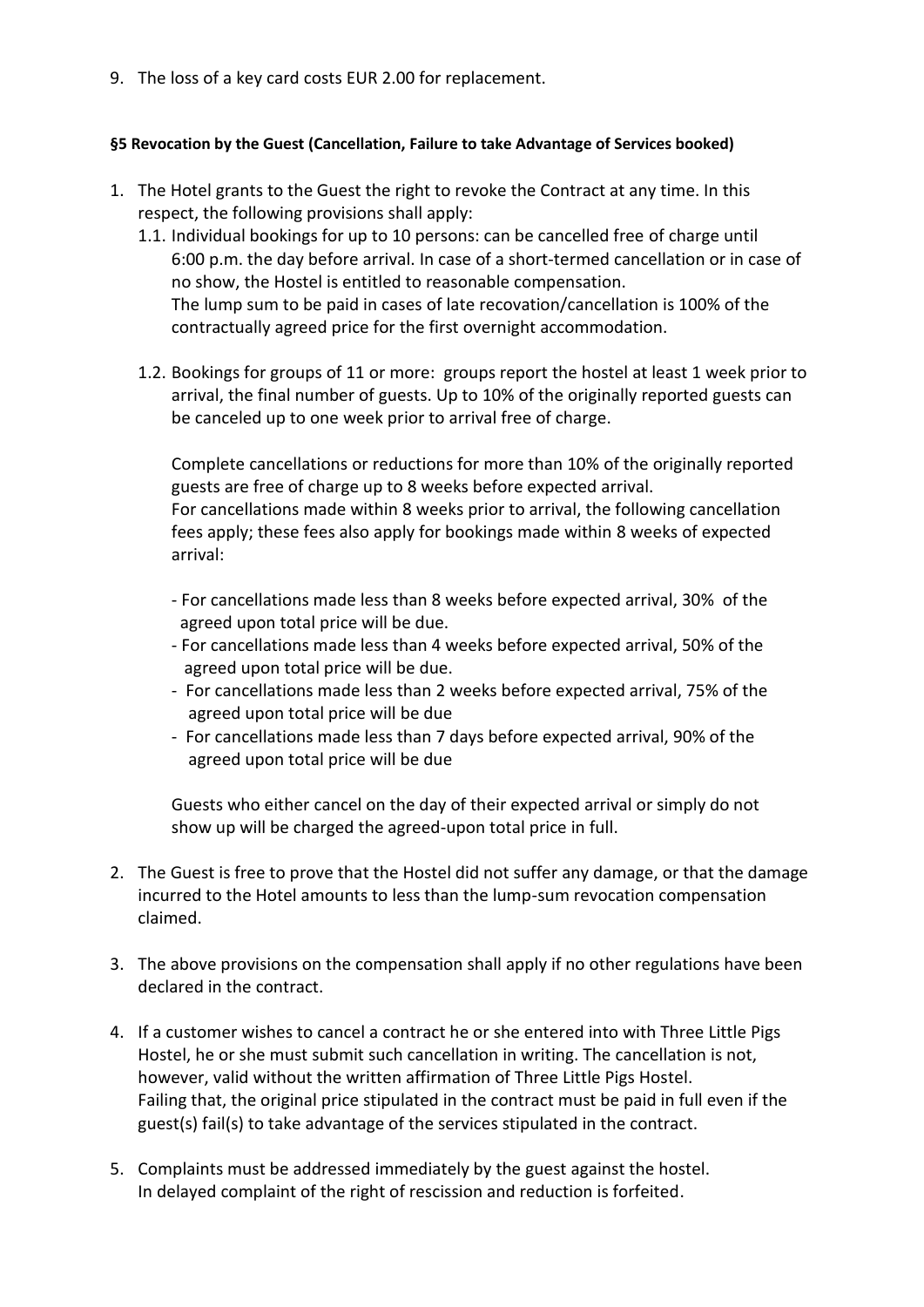9. The loss of a key card costs EUR 2.00 for replacement.

#### §5 Revocation by the Guest (Cancellation, Failure to take Advantage of Services booked)

1. The Hotel grants to the Guest the right to revoke the Contract at any time. In this respect, the following provisions shall apply:
   1.1. Individual bookings for up to 10 persons: can be cancelled free of charge until 6:00 p.m. the day before arrival. In case of a short-termed cancellation or in case of no show, the Hostel is entitled to reasonable compensation.
   The lump sum to be paid in cases of late recovation/cancellation is 100% of the contractually agreed price for the first overnight accommodation.

   1.2. Bookings for groups of 11 or more: groups report the hostel at least 1 week prior to arrival, the final number of guests. Up to 10% of the originally reported guests can be canceled up to one week prior to arrival free of charge.

   Complete cancellations or reductions for more than 10% of the originally reported guests are free of charge up to 8 weeks before expected arrival.
   For cancellations made within 8 weeks prior to arrival, the following cancellation fees apply; these fees also apply for bookings made within 8 weeks of expected arrival:

   - For cancellations made less than 8 weeks before expected arrival, 30% of the agreed upon total price will be due.
   - For cancellations made less than 4 weeks before expected arrival, 50% of the agreed upon total price will be due.
   - For cancellations made less than 2 weeks before expected arrival, 75% of the agreed upon total price will be due
   - For cancellations made less than 7 days before expected arrival, 90% of the agreed upon total price will be due

   Guests who either cancel on the day of their expected arrival or simply do not show up will be charged the agreed-upon total price in full.

2. The Guest is free to prove that the Hostel did not suffer any damage, or that the damage incurred to the Hotel amounts to less than the lump-sum revocation compensation claimed.

3. The above provisions on the compensation shall apply if no other regulations have been declared in the contract.

4. If a customer wishes to cancel a contract he or she entered into with Three Little Pigs Hostel, he or she must submit such cancellation in writing. The cancellation is not, however, valid without the written affirmation of Three Little Pigs Hostel.
   Failing that, the original price stipulated in the contract must be paid in full even if the guest(s) fail(s) to take advantage of the services stipulated in the contract.

5. Complaints must be addressed immediately by the guest against the hostel.
   In delayed complaint of the right of rescission and reduction is forfeited.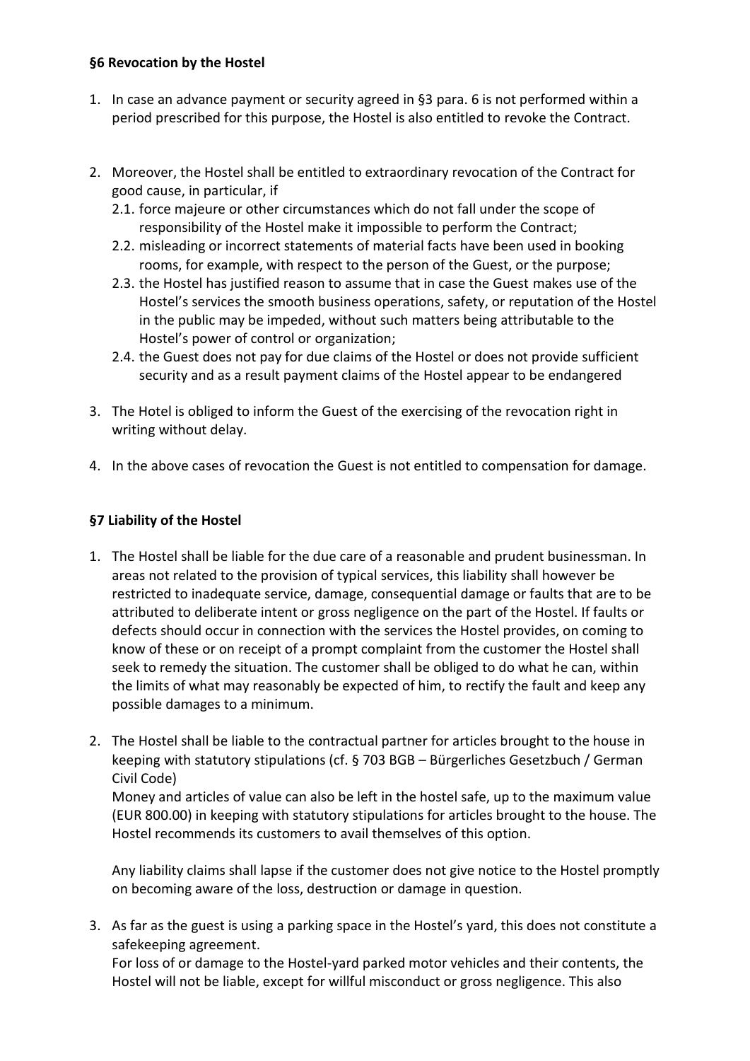### §6 Revocation by the Hostel

1. In case an advance payment or security agreed in §3 para. 6 is not performed within a period prescribed for this purpose, the Hostel is also entitled to revoke the Contract.

2. Moreover, the Hostel shall be entitled to extraordinary revocation of the Contract for good cause, in particular, if
   2.1. force majeure or other circumstances which do not fall under the scope of responsibility of the Hostel make it impossible to perform the Contract;
   2.2. misleading or incorrect statements of material facts have been used in booking rooms, for example, with respect to the person of the Guest, or the purpose;
   2.3. the Hostel has justified reason to assume that in case the Guest makes use of the Hostel's services the smooth business operations, safety, or reputation of the Hostel in the public may be impeded, without such matters being attributable to the Hostel's power of control or organization;
   2.4. the Guest does not pay for due claims of the Hostel or does not provide sufficient security and as a result payment claims of the Hostel appear to be endangered

3. The Hotel is obliged to inform the Guest of the exercising of the revocation right in writing without delay.

4. In the above cases of revocation the Guest is not entitled to compensation for damage.

### §7 Liability of the Hostel

1. The Hostel shall be liable for the due care of a reasonable and prudent businessman. In areas not related to the provision of typical services, this liability shall however be restricted to inadequate service, damage, consequential damage or faults that are to be attributed to deliberate intent or gross negligence on the part of the Hostel. If faults or defects should occur in connection with the services the Hostel provides, on coming to know of these or on receipt of a prompt complaint from the customer the Hostel shall seek to remedy the situation. The customer shall be obliged to do what he can, within the limits of what may reasonably be expected of him, to rectify the fault and keep any possible damages to a minimum.

2. The Hostel shall be liable to the contractual partner for articles brought to the house in keeping with statutory stipulations (cf. § 703 BGB – Bürgerliches Gesetzbuch / German Civil Code)
   Money and articles of value can also be left in the hostel safe, up to the maximum value (EUR 800.00) in keeping with statutory stipulations for articles brought to the house. The Hostel recommends its customers to avail themselves of this option.

   Any liability claims shall lapse if the customer does not give notice to the Hostel promptly on becoming aware of the loss, destruction or damage in question.

3. As far as the guest is using a parking space in the Hostel's yard, this does not constitute a safekeeping agreement.
   For loss of or damage to the Hostel-yard parked motor vehicles and their contents, the Hostel will not be liable, except for willful misconduct or gross negligence. This also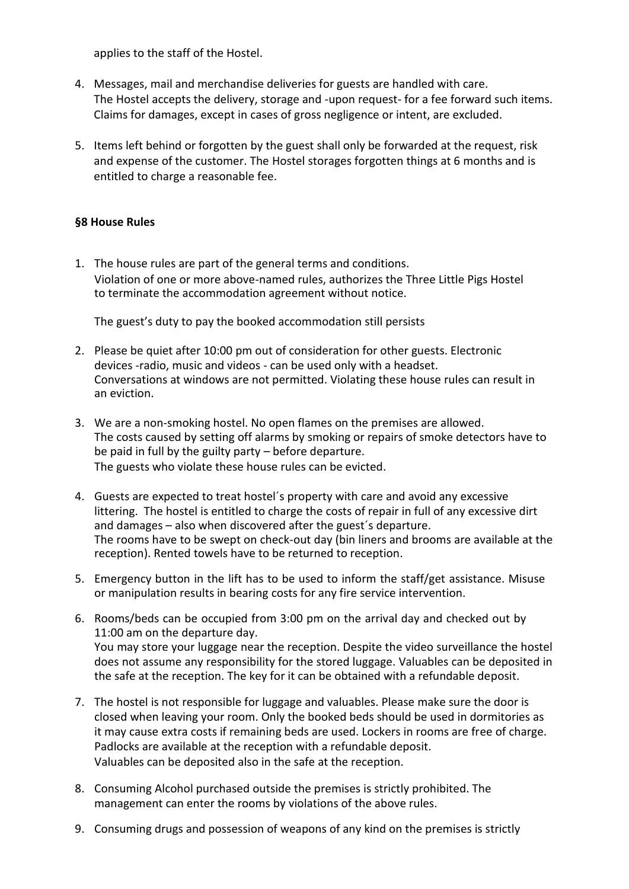applies to the staff of the Hostel.

4. Messages, mail and merchandise deliveries for guests are handled with care.
   The Hostel accepts the delivery, storage and -upon request- for a fee forward such items. Claims for damages, except in cases of gross negligence or intent, are excluded.

5. Items left behind or forgotten by the guest shall only be forwarded at the request, risk and expense of the customer. The Hostel storages forgotten things at 6 months and is entitled to charge a reasonable fee.

**§8 House Rules**

1. The house rules are part of the general terms and conditions.
   Violation of one or more above-named rules, authorizes the Three Little Pigs Hostel to terminate the accommodation agreement without notice.

   The guest's duty to pay the booked accommodation still persists

2. Please be quiet after 10:00 pm out of consideration for other guests. Electronic devices -radio, music and videos - can be used only with a headset.
   Conversations at windows are not permitted. Violating these house rules can result in an eviction.

3. We are a non-smoking hostel. No open flames on the premises are allowed.
   The costs caused by setting off alarms by smoking or repairs of smoke detectors have to be paid in full by the guilty party – before departure.
   The guests who violate these house rules can be evicted.

4. Guests are expected to treat hostel´s property with care and avoid any excessive littering. The hostel is entitled to charge the costs of repair in full of any excessive dirt and damages – also when discovered after the guest´s departure.
   The rooms have to be swept on check-out day (bin liners and brooms are available at the reception). Rented towels have to be returned to reception.

5. Emergency button in the lift has to be used to inform the staff/get assistance. Misuse or manipulation results in bearing costs for any fire service intervention.

6. Rooms/beds can be occupied from 3:00 pm on the arrival day and checked out by 11:00 am on the departure day.
   You may store your luggage near the reception. Despite the video surveillance the hostel does not assume any responsibility for the stored luggage. Valuables can be deposited in the safe at the reception. The key for it can be obtained with a refundable deposit.

7. The hostel is not responsible for luggage and valuables. Please make sure the door is closed when leaving your room. Only the booked beds should be used in dormitories as it may cause extra costs if remaining beds are used. Lockers in rooms are free of charge. Padlocks are available at the reception with a refundable deposit.
   Valuables can be deposited also in the safe at the reception.

8. Consuming Alcohol purchased outside the premises is strictly prohibited. The management can enter the rooms by violations of the above rules.

9. Consuming drugs and possession of weapons of any kind on the premises is strictly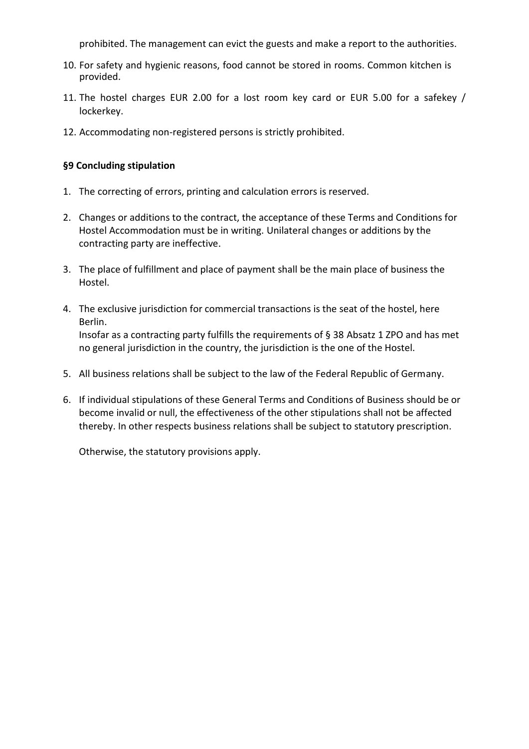prohibited. The management can evict the guests and make a report to the authorities.

10. For safety and hygienic reasons, food cannot be stored in rooms. Common kitchen is provided.
11. The hostel charges EUR 2.00 for a lost room key card or EUR 5.00 for a safekey / lockerkey.
12. Accommodating non-registered persons is strictly prohibited.

**§9 Concluding stipulation**

1. The correcting of errors, printing and calculation errors is reserved.
2. Changes or additions to the contract, the acceptance of these Terms and Conditions for Hostel Accommodation must be in writing. Unilateral changes or additions by the contracting party are ineffective.
3. The place of fulfillment and place of payment shall be the main place of business the Hostel.
4. The exclusive jurisdiction for commercial transactions is the seat of the hostel, here Berlin.
   Insofar as a contracting party fulfills the requirements of § 38 Absatz 1 ZPO and has met no general jurisdiction in the country, the jurisdiction is the one of the Hostel.
5. All business relations shall be subject to the law of the Federal Republic of Germany.
6. If individual stipulations of these General Terms and Conditions of Business should be or become invalid or null, the effectiveness of the other stipulations shall not be affected thereby. In other respects business relations shall be subject to statutory prescription.

   Otherwise, the statutory provisions apply.